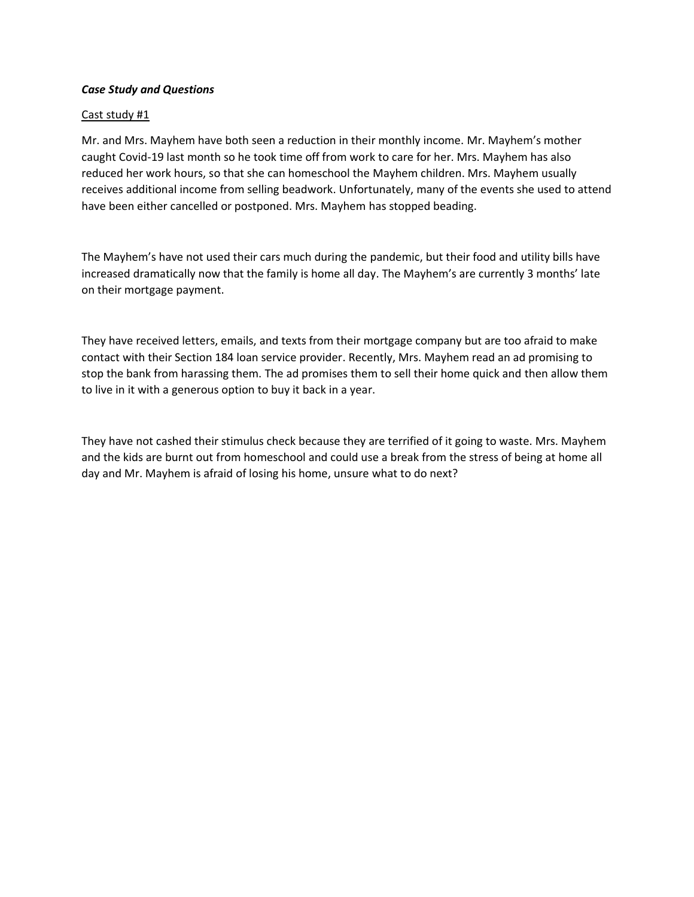***Case Study and Questions***

Cast study #1

Mr. and Mrs. Mayhem have both seen a reduction in their monthly income. Mr. Mayhem's mother caught Covid-19 last month so he took time off from work to care for her. Mrs. Mayhem has also reduced her work hours, so that she can homeschool the Mayhem children. Mrs. Mayhem usually receives additional income from selling beadwork. Unfortunately, many of the events she used to attend have been either cancelled or postponed. Mrs. Mayhem has stopped beading.

The Mayhem's have not used their cars much during the pandemic, but their food and utility bills have increased dramatically now that the family is home all day. The Mayhem's are currently 3 months' late on their mortgage payment.

They have received letters, emails, and texts from their mortgage company but are too afraid to make contact with their Section 184 loan service provider. Recently, Mrs. Mayhem read an ad promising to stop the bank from harassing them. The ad promises them to sell their home quick and then allow them to live in it with a generous option to buy it back in a year.

They have not cashed their stimulus check because they are terrified of it going to waste. Mrs. Mayhem and the kids are burnt out from homeschool and could use a break from the stress of being at home all day and Mr. Mayhem is afraid of losing his home, unsure what to do next?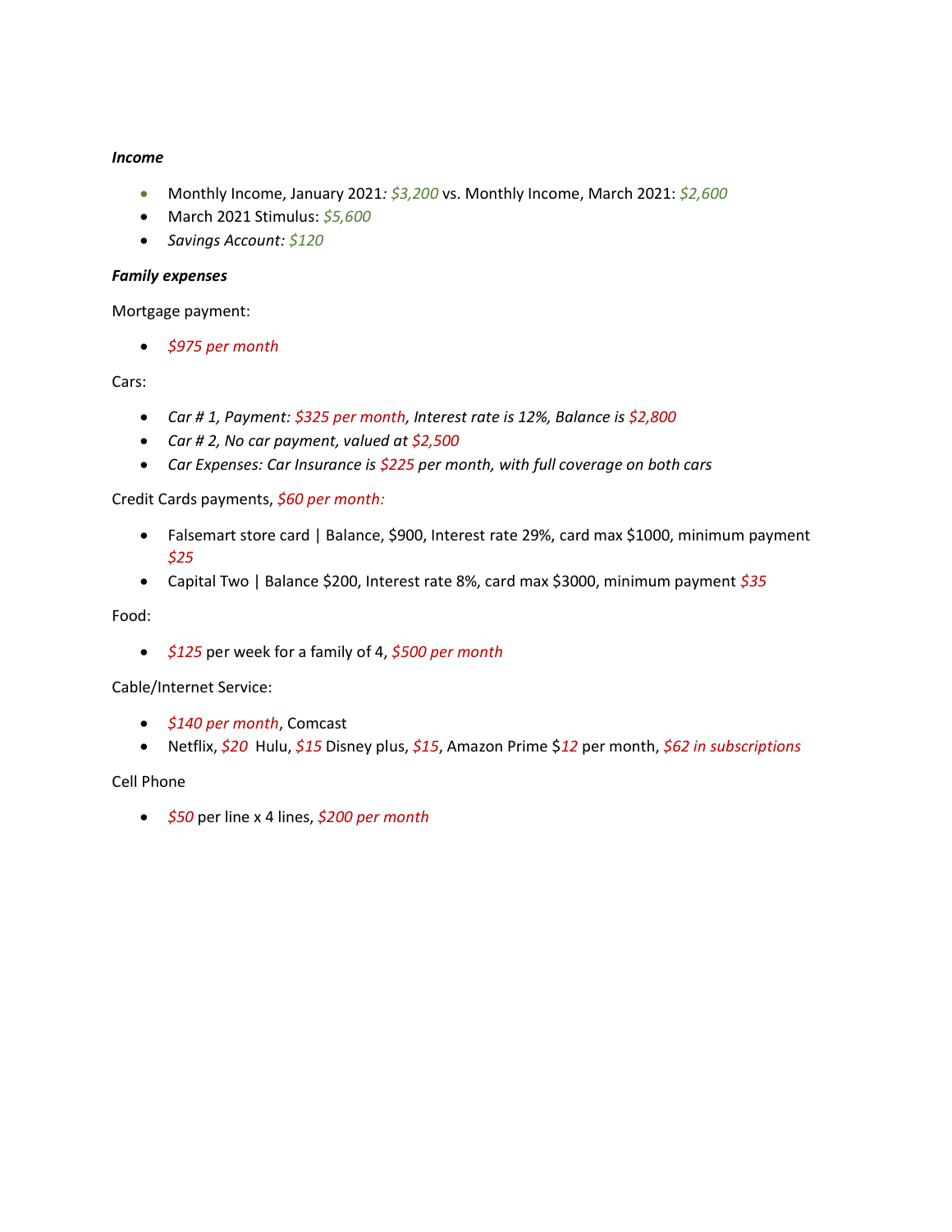***Income***

- Monthly Income, January 2021*: $3,200* vs. Monthly Income, March 2021: *$2,600*
- March 2021 Stimulus: *$5,600*
- *Savings Account: $120*

***Family expenses***

Mortgage payment:

- *$975 per month*

Cars:

- *Car # 1, Payment: $325 per month, Interest rate is 12%, Balance is $2,800*
- *Car # 2, No car payment, valued at $2,500*
- *Car Expenses: Car Insurance is $225 per month, with full coverage on both cars*

Credit Cards payments, *$60 per month:*

- Falsemart store card | Balance, $900, Interest rate 29%, card max $1000, minimum payment *$25*
- Capital Two | Balance $200, Interest rate 8%, card max $3000, minimum payment *$35*

Food:

- *$125* per week for a family of 4, *$500 per month*

Cable/Internet Service:

- *$140 per month*, Comcast
- Netflix, *$20* Hulu, *$15* Disney plus, *$15*, Amazon Prime $*12* per month, *$62 in subscriptions*

Cell Phone

- *$50* per line x 4 lines, *$200 per month*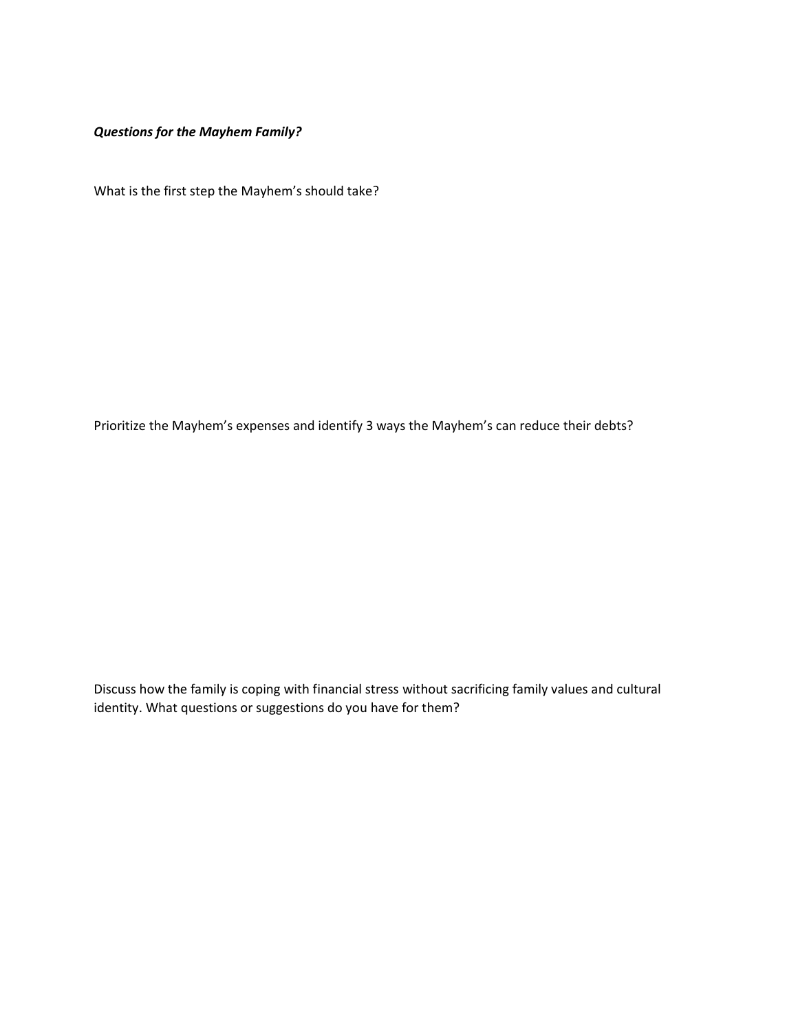***Questions for the Mayhem Family?***

What is the first step the Mayhem's should take?

Prioritize the Mayhem's expenses and identify 3 ways the Mayhem's can reduce their debts?

Discuss how the family is coping with financial stress without sacrificing family values and cultural identity. What questions or suggestions do you have for them?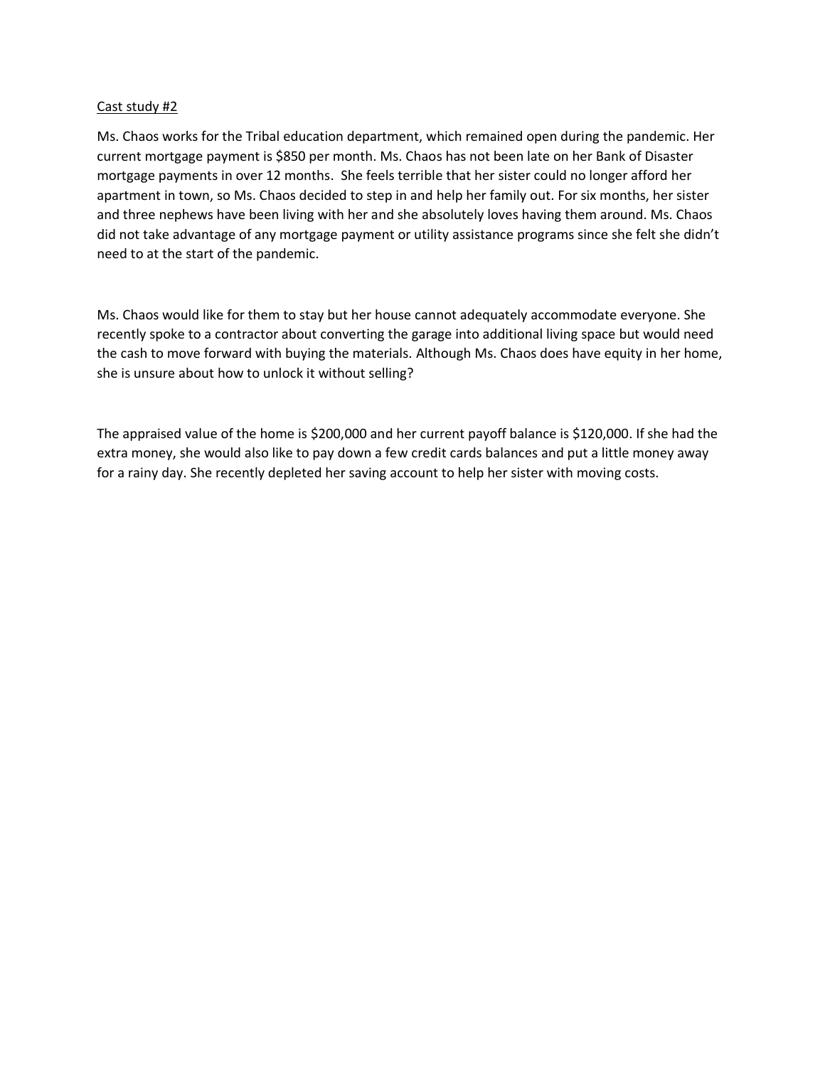Cast study #2

Ms. Chaos works for the Tribal education department, which remained open during the pandemic. Her current mortgage payment is $850 per month. Ms. Chaos has not been late on her Bank of Disaster mortgage payments in over 12 months. She feels terrible that her sister could no longer afford her apartment in town, so Ms. Chaos decided to step in and help her family out. For six months, her sister and three nephews have been living with her and she absolutely loves having them around. Ms. Chaos did not take advantage of any mortgage payment or utility assistance programs since she felt she didn't need to at the start of the pandemic.

Ms. Chaos would like for them to stay but her house cannot adequately accommodate everyone. She recently spoke to a contractor about converting the garage into additional living space but would need the cash to move forward with buying the materials. Although Ms. Chaos does have equity in her home, she is unsure about how to unlock it without selling?

The appraised value of the home is $200,000 and her current payoff balance is $120,000. If she had the extra money, she would also like to pay down a few credit cards balances and put a little money away for a rainy day. She recently depleted her saving account to help her sister with moving costs.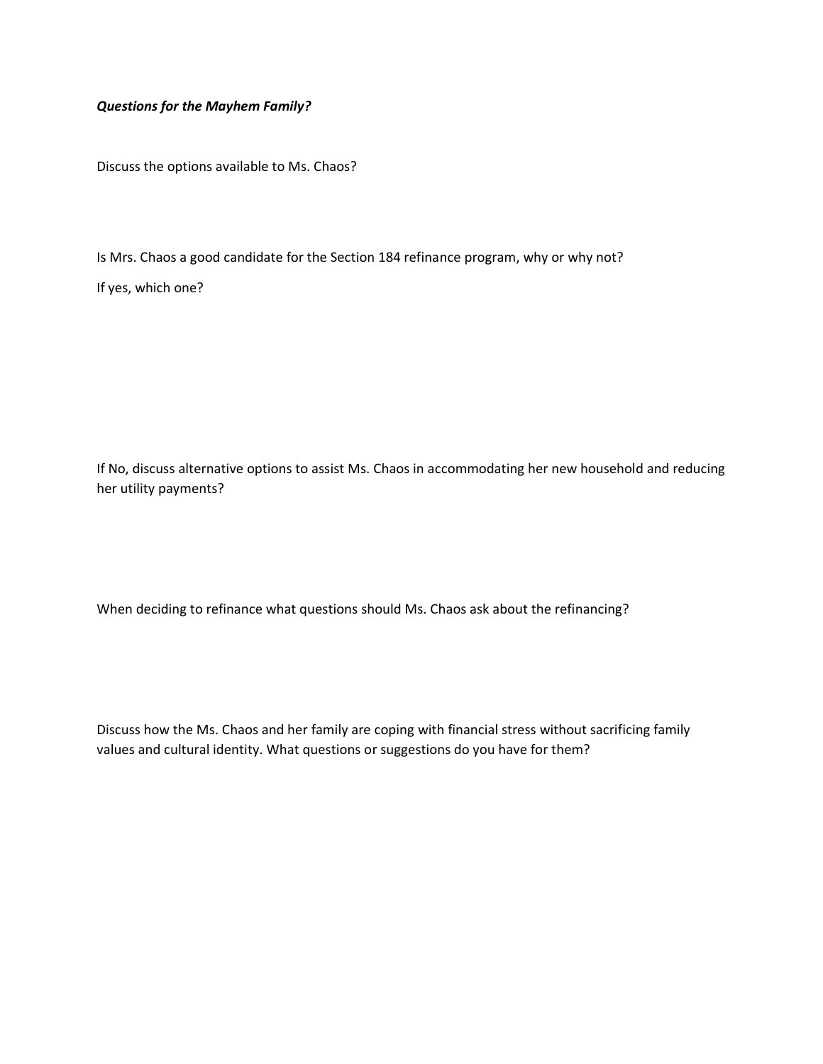***Questions for the Mayhem Family?***

Discuss the options available to Ms. Chaos?

Is Mrs. Chaos a good candidate for the Section 184 refinance program, why or why not?

If yes, which one?

If No, discuss alternative options to assist Ms. Chaos in accommodating her new household and reducing her utility payments?

When deciding to refinance what questions should Ms. Chaos ask about the refinancing?

Discuss how the Ms. Chaos and her family are coping with financial stress without sacrificing family values and cultural identity. What questions or suggestions do you have for them?